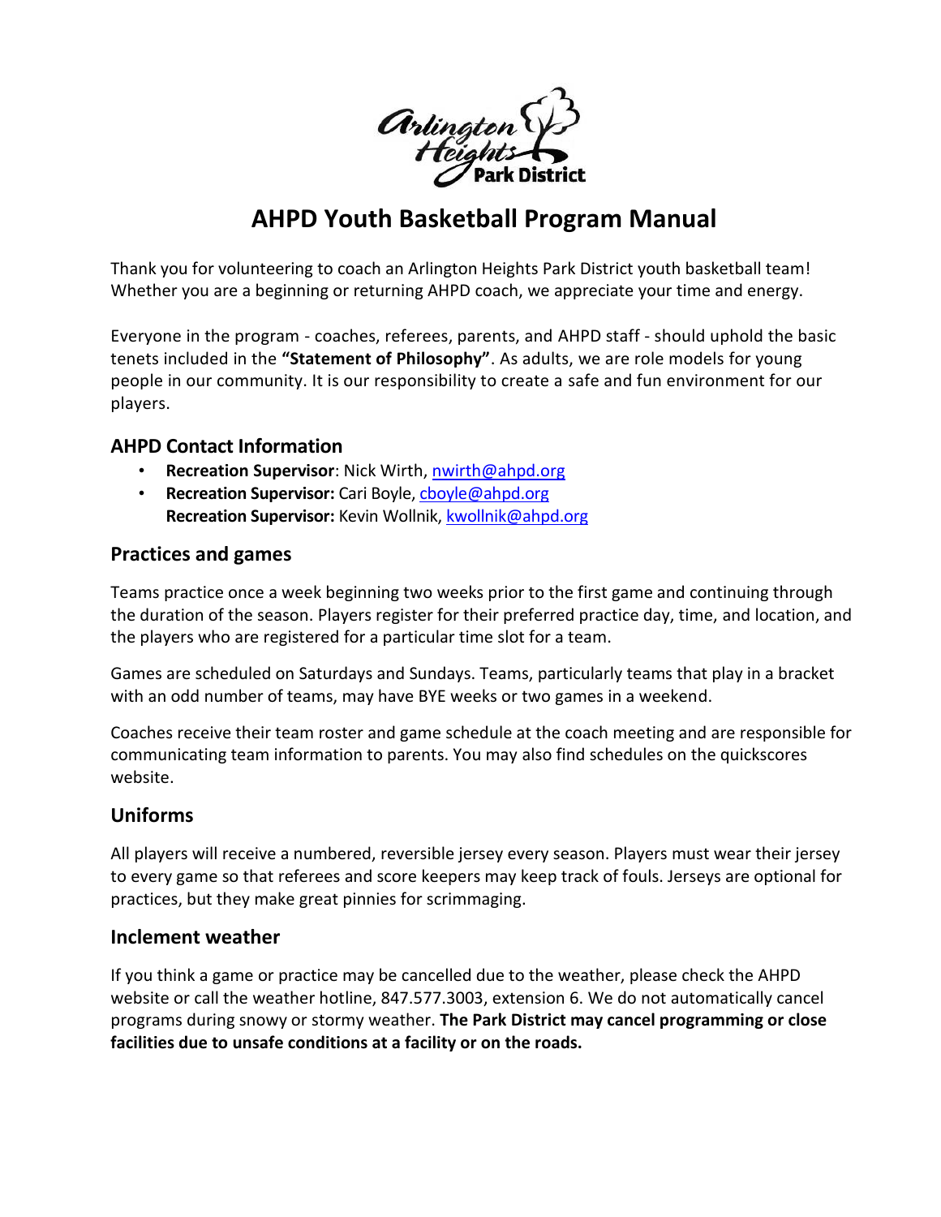# AHPD Youth Basketball Program Manual

Thank you for volunteering to coach an Arlington Heights Park District youth basketball team! Whether you are a beginning or returning AHPD coach, we appreciate your time and energy.

Everyone in the program - coaches, referees, parents, and AHPD staff - should uphold the basic tenets included in the **"Statement of Philosophy"**. As adults, we are role models for young people in our community. It is our responsibility to create a safe and fun environment for our players.

## AHPD Contact Information

- **Recreation Supervisor**: Nick Wirth, nwirth@ahpd.org
- **Recreation Supervisor:** Cari Boyle, cboyle@ahpd.org
  **Recreation Supervisor:** Kevin Wollnik, kwollnik@ahpd.org

## Practices and games

Teams practice once a week beginning two weeks prior to the first game and continuing through the duration of the season. Players register for their preferred practice day, time, and location, and the players who are registered for a particular time slot for a team.

Games are scheduled on Saturdays and Sundays. Teams, particularly teams that play in a bracket with an odd number of teams, may have BYE weeks or two games in a weekend.

Coaches receive their team roster and game schedule at the coach meeting and are responsible for communicating team information to parents. You may also find schedules on the quickscores website.

## Uniforms

All players will receive a numbered, reversible jersey every season. Players must wear their jersey to every game so that referees and score keepers may keep track of fouls. Jerseys are optional for practices, but they make great pinnies for scrimmaging.

## Inclement weather

If you think a game or practice may be cancelled due to the weather, please check the AHPD website or call the weather hotline, 847.577.3003, extension 6. We do not automatically cancel programs during snowy or stormy weather. **The Park District may cancel programming or close facilities due to unsafe conditions at a facility or on the roads.**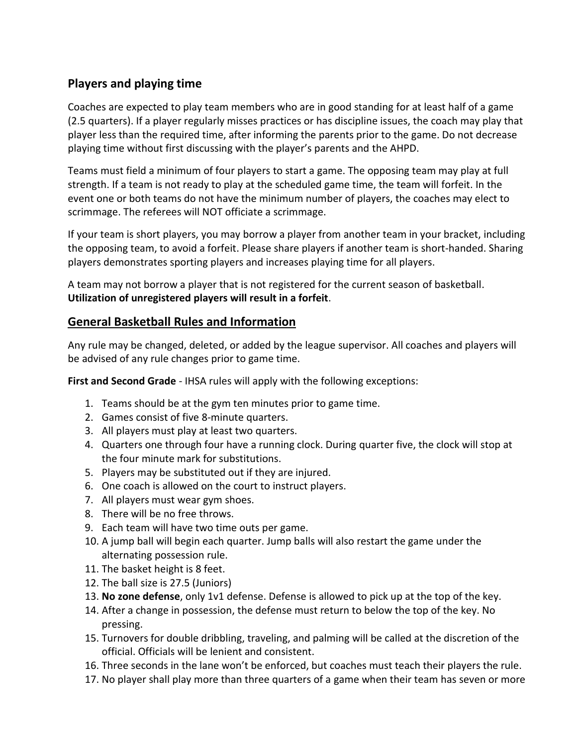## Players and playing time

Coaches are expected to play team members who are in good standing for at least half of a game (2.5 quarters). If a player regularly misses practices or has discipline issues, the coach may play that player less than the required time, after informing the parents prior to the game. Do not decrease playing time without first discussing with the player's parents and the AHPD.

Teams must field a minimum of four players to start a game. The opposing team may play at full strength. If a team is not ready to play at the scheduled game time, the team will forfeit. In the event one or both teams do not have the minimum number of players, the coaches may elect to scrimmage. The referees will NOT officiate a scrimmage.

If your team is short players, you may borrow a player from another team in your bracket, including the opposing team, to avoid a forfeit. Please share players if another team is short-handed. Sharing players demonstrates sporting players and increases playing time for all players.

A team may not borrow a player that is not registered for the current season of basketball. **Utilization of unregistered players will result in a forfeit**.

## General Basketball Rules and Information

Any rule may be changed, deleted, or added by the league supervisor. All coaches and players will be advised of any rule changes prior to game time.

**First and Second Grade** - IHSA rules will apply with the following exceptions:

1. Teams should be at the gym ten minutes prior to game time.
2. Games consist of five 8-minute quarters.
3. All players must play at least two quarters.
4. Quarters one through four have a running clock. During quarter five, the clock will stop at the four minute mark for substitutions.
5. Players may be substituted out if they are injured.
6. One coach is allowed on the court to instruct players.
7. All players must wear gym shoes.
8. There will be no free throws.
9. Each team will have two time outs per game.
10. A jump ball will begin each quarter. Jump balls will also restart the game under the alternating possession rule.
11. The basket height is 8 feet.
12. The ball size is 27.5 (Juniors)
13. **No zone defense**, only 1v1 defense. Defense is allowed to pick up at the top of the key.
14. After a change in possession, the defense must return to below the top of the key. No pressing.
15. Turnovers for double dribbling, traveling, and palming will be called at the discretion of the official. Officials will be lenient and consistent.
16. Three seconds in the lane won't be enforced, but coaches must teach their players the rule.
17. No player shall play more than three quarters of a game when their team has seven or more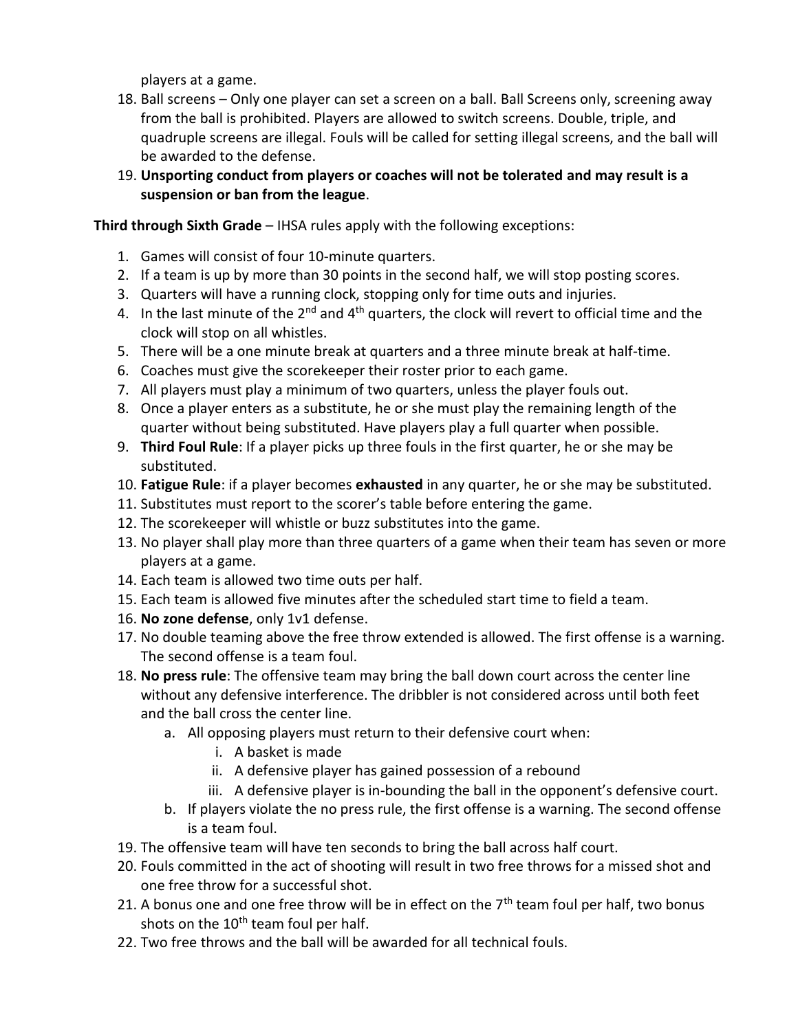players at a game.

18. Ball screens – Only one player can set a screen on a ball. Ball Screens only, screening away from the ball is prohibited. Players are allowed to switch screens. Double, triple, and quadruple screens are illegal. Fouls will be called for setting illegal screens, and the ball will be awarded to the defense.
19. **Unsporting conduct from players or coaches will not be tolerated and may result is a suspension or ban from the league**.

**Third through Sixth Grade** – IHSA rules apply with the following exceptions:

1. Games will consist of four 10-minute quarters.
2. If a team is up by more than 30 points in the second half, we will stop posting scores.
3. Quarters will have a running clock, stopping only for time outs and injuries.
4. In the last minute of the 2nd and 4th quarters, the clock will revert to official time and the clock will stop on all whistles.
5. There will be a one minute break at quarters and a three minute break at half-time.
6. Coaches must give the scorekeeper their roster prior to each game.
7. All players must play a minimum of two quarters, unless the player fouls out.
8. Once a player enters as a substitute, he or she must play the remaining length of the quarter without being substituted. Have players play a full quarter when possible.
9. **Third Foul Rule**: If a player picks up three fouls in the first quarter, he or she may be substituted.
10. **Fatigue Rule**: if a player becomes **exhausted** in any quarter, he or she may be substituted.
11. Substitutes must report to the scorer's table before entering the game.
12. The scorekeeper will whistle or buzz substitutes into the game.
13. No player shall play more than three quarters of a game when their team has seven or more players at a game.
14. Each team is allowed two time outs per half.
15. Each team is allowed five minutes after the scheduled start time to field a team.
16. **No zone defense**, only 1v1 defense.
17. No double teaming above the free throw extended is allowed. The first offense is a warning. The second offense is a team foul.
18. **No press rule**: The offensive team may bring the ball down court across the center line without any defensive interference. The dribbler is not considered across until both feet and the ball cross the center line.
    a. All opposing players must return to their defensive court when:
        i. A basket is made
        ii. A defensive player has gained possession of a rebound
        iii. A defensive player is in-bounding the ball in the opponent's defensive court.
    b. If players violate the no press rule, the first offense is a warning. The second offense is a team foul.
19. The offensive team will have ten seconds to bring the ball across half court.
20. Fouls committed in the act of shooting will result in two free throws for a missed shot and one free throw for a successful shot.
21. A bonus one and one free throw will be in effect on the 7th team foul per half, two bonus shots on the 10th team foul per half.
22. Two free throws and the ball will be awarded for all technical fouls.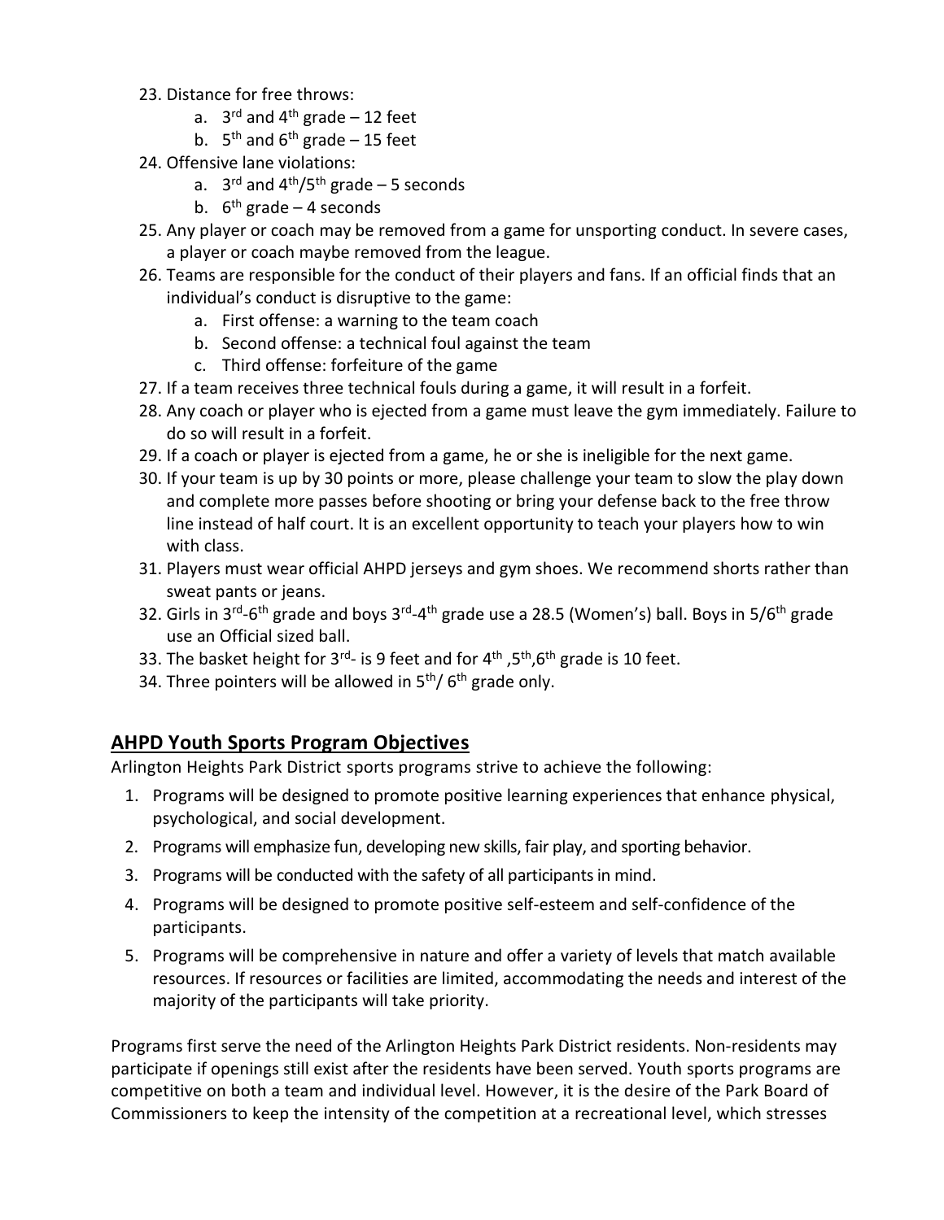23. Distance for free throws:
    a. 3rd and 4th grade – 12 feet
    b. 5th and 6th grade – 15 feet
24. Offensive lane violations:
    a. 3rd and 4th/5th grade – 5 seconds
    b. 6th grade – 4 seconds
25. Any player or coach may be removed from a game for unsporting conduct. In severe cases, a player or coach maybe removed from the league.
26. Teams are responsible for the conduct of their players and fans. If an official finds that an individual's conduct is disruptive to the game:
    a. First offense: a warning to the team coach
    b. Second offense: a technical foul against the team
    c. Third offense: forfeiture of the game
27. If a team receives three technical fouls during a game, it will result in a forfeit.
28. Any coach or player who is ejected from a game must leave the gym immediately. Failure to do so will result in a forfeit.
29. If a coach or player is ejected from a game, he or she is ineligible for the next game.
30. If your team is up by 30 points or more, please challenge your team to slow the play down and complete more passes before shooting or bring your defense back to the free throw line instead of half court. It is an excellent opportunity to teach your players how to win with class.
31. Players must wear official AHPD jerseys and gym shoes. We recommend shorts rather than sweat pants or jeans.
32. Girls in 3rd-6th grade and boys 3rd-4th grade use a 28.5 (Women's) ball. Boys in 5/6th grade use an Official sized ball.
33. The basket height for 3rd- is 9 feet and for 4th ,5th,6th grade is 10 feet.
34. Three pointers will be allowed in 5th/ 6th grade only.

## AHPD Youth Sports Program Objectives

Arlington Heights Park District sports programs strive to achieve the following:

1. Programs will be designed to promote positive learning experiences that enhance physical, psychological, and social development.
2. Programs will emphasize fun, developing new skills, fair play, and sporting behavior.
3. Programs will be conducted with the safety of all participants in mind.
4. Programs will be designed to promote positive self-esteem and self-confidence of the participants.
5. Programs will be comprehensive in nature and offer a variety of levels that match available resources. If resources or facilities are limited, accommodating the needs and interest of the majority of the participants will take priority.

Programs first serve the need of the Arlington Heights Park District residents. Non-residents may participate if openings still exist after the residents have been served. Youth sports programs are competitive on both a team and individual level. However, it is the desire of the Park Board of Commissioners to keep the intensity of the competition at a recreational level, which stresses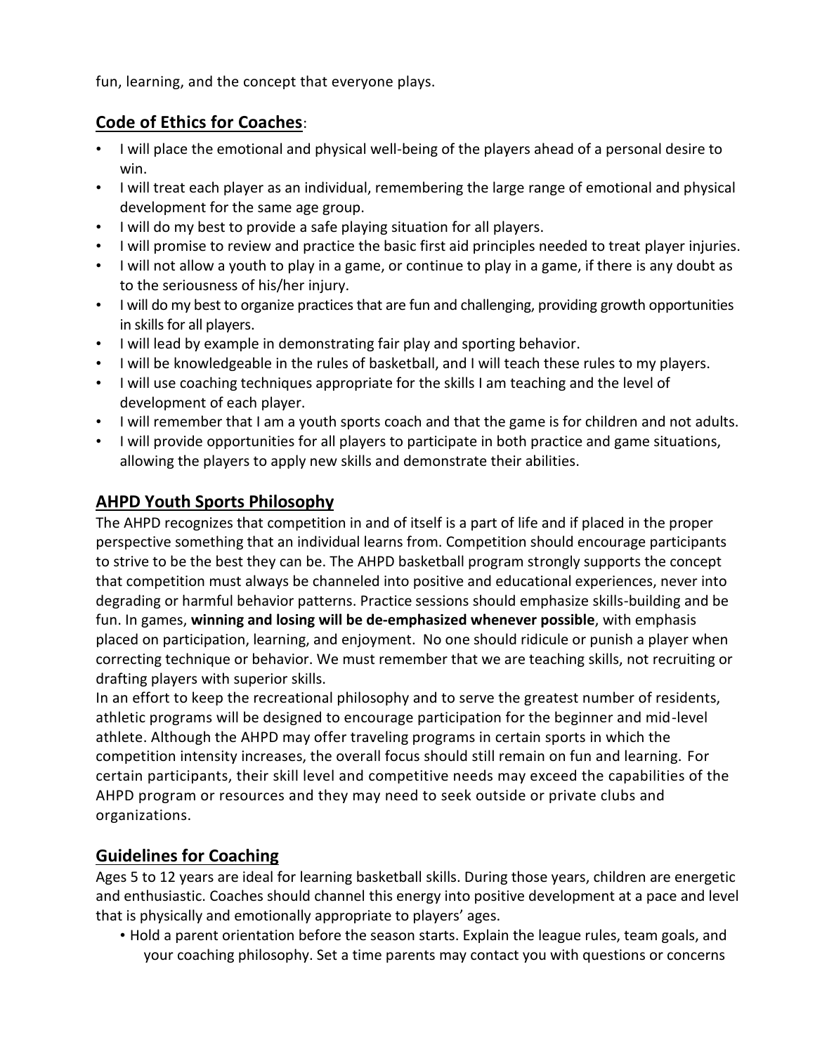fun, learning, and the concept that everyone plays.

## Code of Ethics for Coaches:

- I will place the emotional and physical well-being of the players ahead of a personal desire to win.
- I will treat each player as an individual, remembering the large range of emotional and physical development for the same age group.
- I will do my best to provide a safe playing situation for all players.
- I will promise to review and practice the basic first aid principles needed to treat player injuries.
- I will not allow a youth to play in a game, or continue to play in a game, if there is any doubt as to the seriousness of his/her injury.
- I will do my best to organize practices that are fun and challenging, providing growth opportunities in skills for all players.
- I will lead by example in demonstrating fair play and sporting behavior.
- I will be knowledgeable in the rules of basketball, and I will teach these rules to my players.
- I will use coaching techniques appropriate for the skills I am teaching and the level of development of each player.
- I will remember that I am a youth sports coach and that the game is for children and not adults.
- I will provide opportunities for all players to participate in both practice and game situations, allowing the players to apply new skills and demonstrate their abilities.

## AHPD Youth Sports Philosophy

The AHPD recognizes that competition in and of itself is a part of life and if placed in the proper perspective something that an individual learns from. Competition should encourage participants to strive to be the best they can be. The AHPD basketball program strongly supports the concept that competition must always be channeled into positive and educational experiences, never into degrading or harmful behavior patterns. Practice sessions should emphasize skills-building and be fun. In games, **winning and losing will be de-emphasized whenever possible**, with emphasis placed on participation, learning, and enjoyment. No one should ridicule or punish a player when correcting technique or behavior. We must remember that we are teaching skills, not recruiting or drafting players with superior skills.

In an effort to keep the recreational philosophy and to serve the greatest number of residents, athletic programs will be designed to encourage participation for the beginner and mid-level athlete. Although the AHPD may offer traveling programs in certain sports in which the competition intensity increases, the overall focus should still remain on fun and learning. For certain participants, their skill level and competitive needs may exceed the capabilities of the AHPD program or resources and they may need to seek outside or private clubs and organizations.

## Guidelines for Coaching

Ages 5 to 12 years are ideal for learning basketball skills. During those years, children are energetic and enthusiastic. Coaches should channel this energy into positive development at a pace and level that is physically and emotionally appropriate to players' ages.

- Hold a parent orientation before the season starts. Explain the league rules, team goals, and your coaching philosophy. Set a time parents may contact you with questions or concerns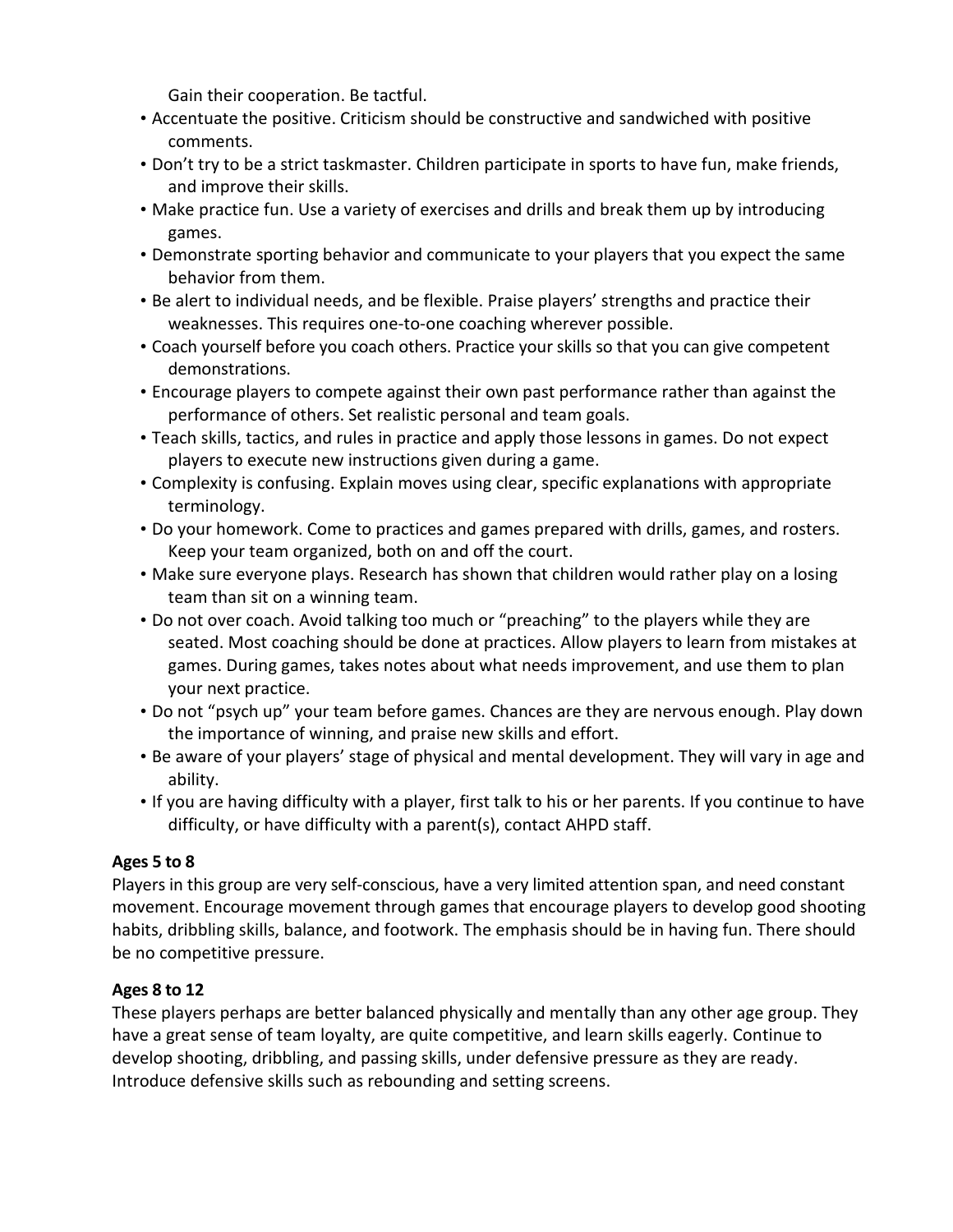Gain their cooperation. Be tactful.

- Accentuate the positive. Criticism should be constructive and sandwiched with positive comments.
- Don't try to be a strict taskmaster. Children participate in sports to have fun, make friends, and improve their skills.
- Make practice fun. Use a variety of exercises and drills and break them up by introducing games.
- Demonstrate sporting behavior and communicate to your players that you expect the same behavior from them.
- Be alert to individual needs, and be flexible. Praise players' strengths and practice their weaknesses. This requires one-to-one coaching wherever possible.
- Coach yourself before you coach others. Practice your skills so that you can give competent demonstrations.
- Encourage players to compete against their own past performance rather than against the performance of others. Set realistic personal and team goals.
- Teach skills, tactics, and rules in practice and apply those lessons in games. Do not expect players to execute new instructions given during a game.
- Complexity is confusing. Explain moves using clear, specific explanations with appropriate terminology.
- Do your homework. Come to practices and games prepared with drills, games, and rosters. Keep your team organized, both on and off the court.
- Make sure everyone plays. Research has shown that children would rather play on a losing team than sit on a winning team.
- Do not over coach. Avoid talking too much or "preaching" to the players while they are seated. Most coaching should be done at practices. Allow players to learn from mistakes at games. During games, takes notes about what needs improvement, and use them to plan your next practice.
- Do not "psych up" your team before games. Chances are they are nervous enough. Play down the importance of winning, and praise new skills and effort.
- Be aware of your players' stage of physical and mental development. They will vary in age and ability.
- If you are having difficulty with a player, first talk to his or her parents. If you continue to have difficulty, or have difficulty with a parent(s), contact AHPD staff.

**Ages 5 to 8**

Players in this group are very self-conscious, have a very limited attention span, and need constant movement. Encourage movement through games that encourage players to develop good shooting habits, dribbling skills, balance, and footwork. The emphasis should be in having fun. There should be no competitive pressure.

**Ages 8 to 12**

These players perhaps are better balanced physically and mentally than any other age group. They have a great sense of team loyalty, are quite competitive, and learn skills eagerly. Continue to develop shooting, dribbling, and passing skills, under defensive pressure as they are ready. Introduce defensive skills such as rebounding and setting screens.